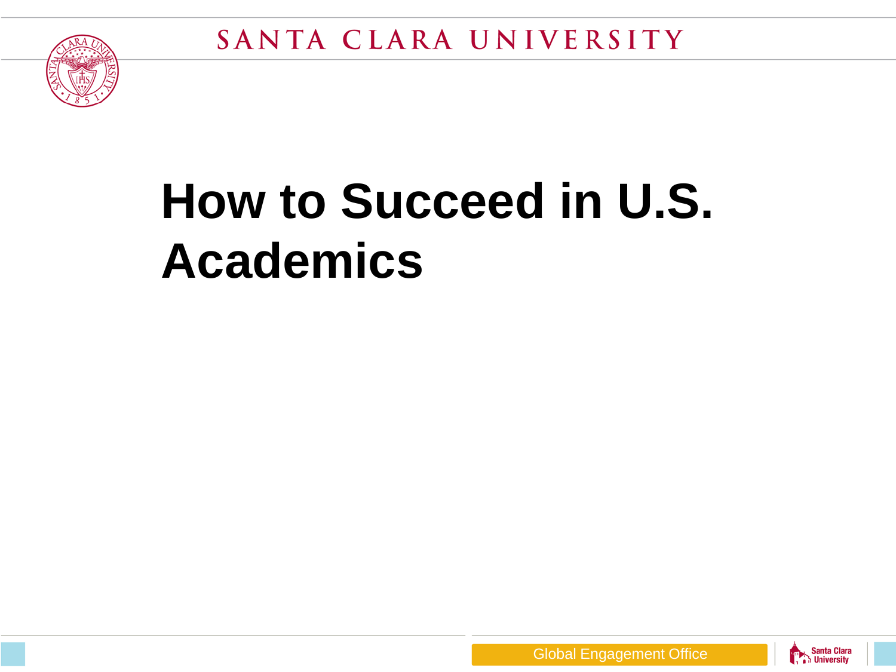# How to Succeed in U.S. Academics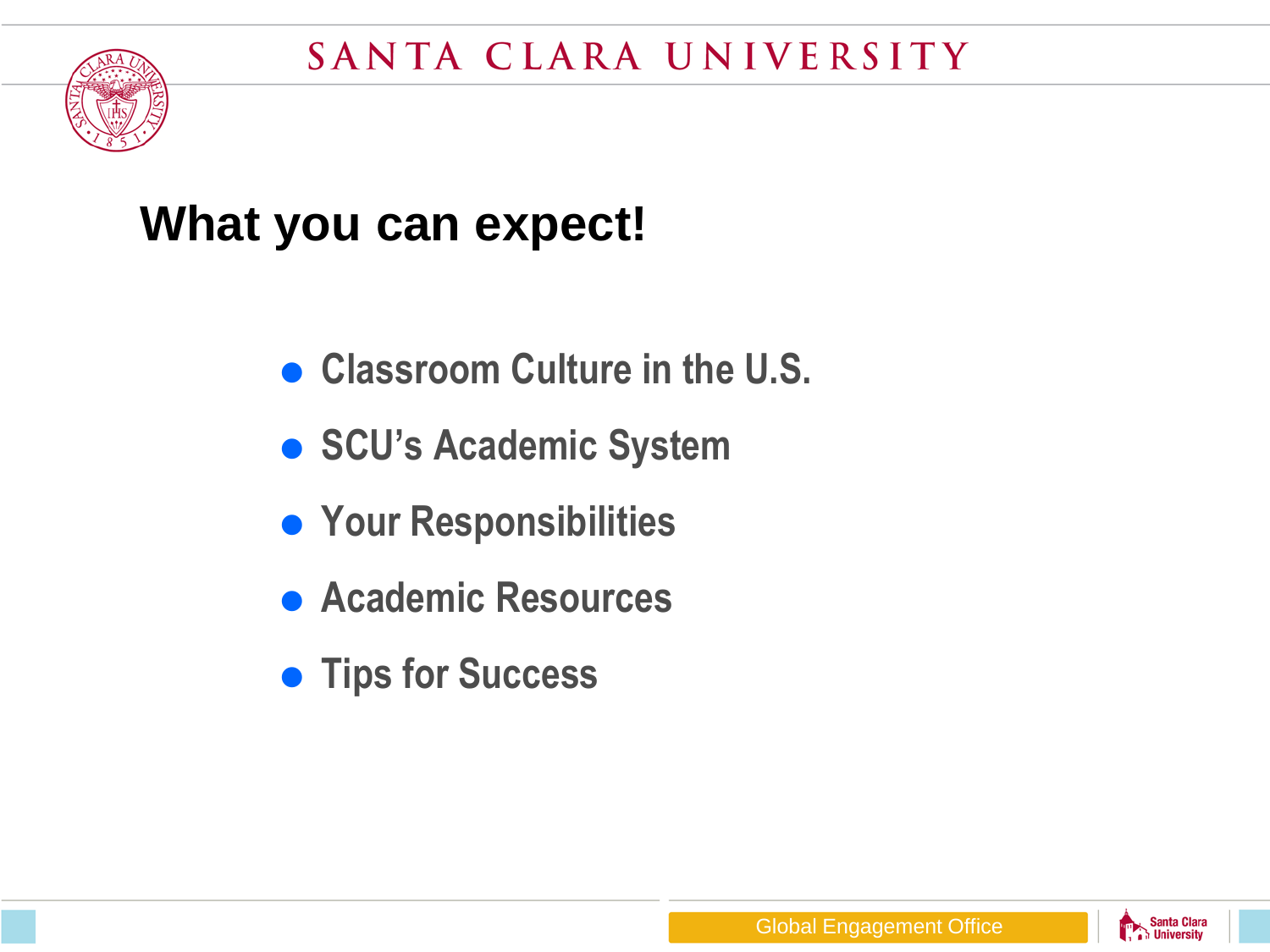# What you can expect!

- Classroom Culture in the U.S.
- SCU's Academic System
- Your Responsibilities
- Academic Resources
- Tips for Success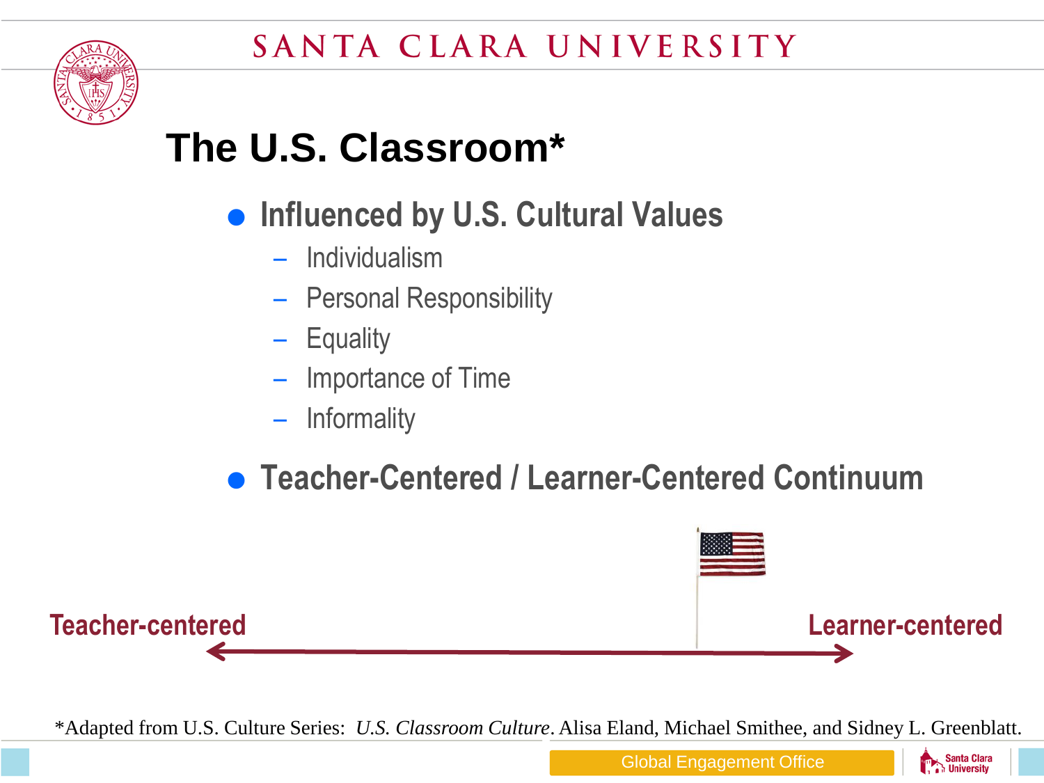# The U.S. Classroom*

- **Influenced by U.S. Cultural Values**
  - Individualism
  - Personal Responsibility
  - Equality
  - Importance of Time
  - Informality
- **Teacher-Centered / Learner-Centered Continuum**

**Teacher-centered** ⟷ **Learner-centered**

*Adapted from U.S. Culture Series: *U.S. Classroom Culture*. Alisa Eland, Michael Smithee, and Sidney L. Greenblatt.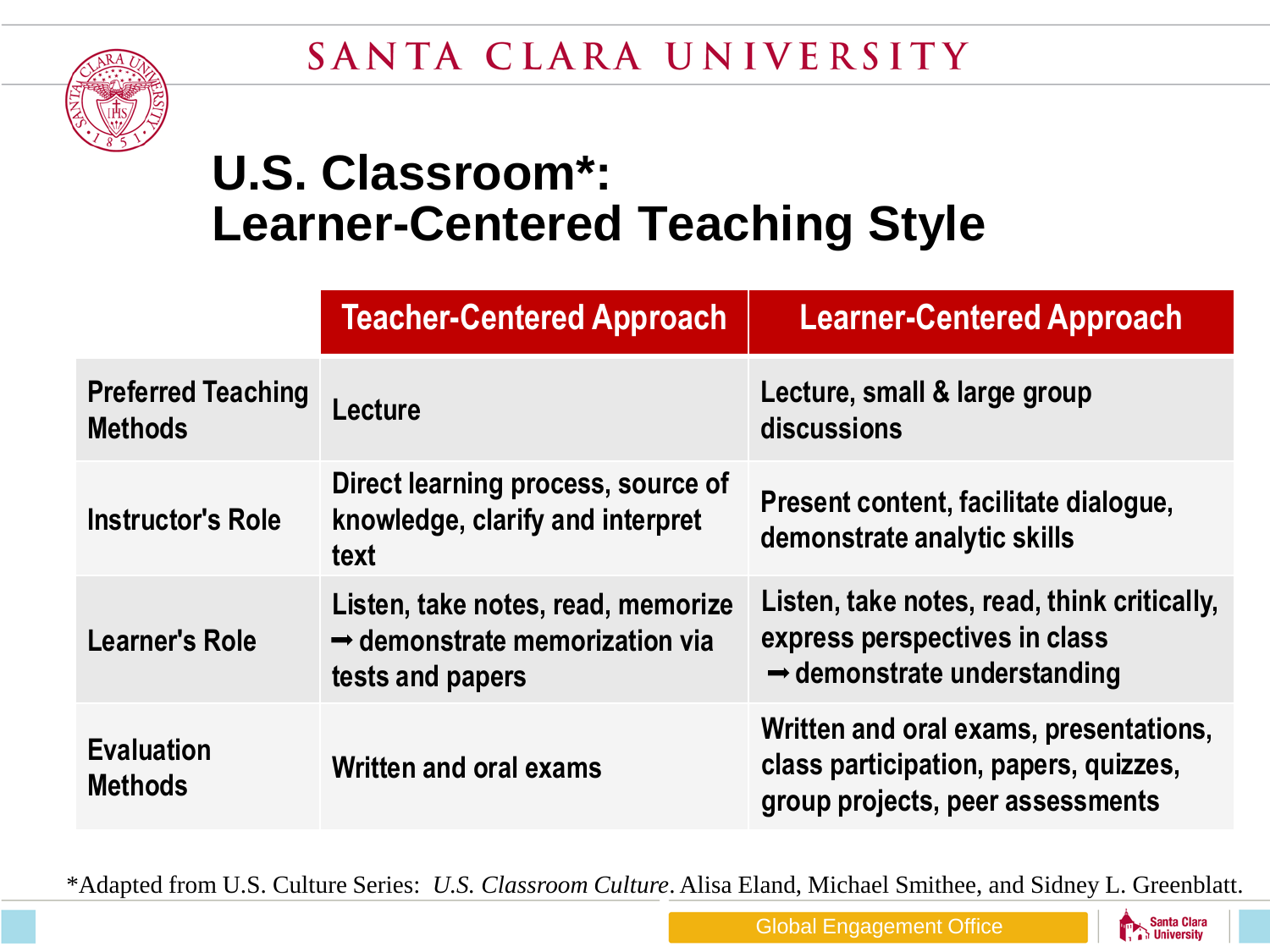# U.S. Classroom*: Learner-Centered Teaching Style

| | Teacher-Centered Approach | Learner-Centered Approach |
|---|---|---|
| Preferred Teaching Methods | Lecture | Lecture, small & large group discussions |
| Instructor's Role | Direct learning process, source of knowledge, clarify and interpret text | Present content, facilitate dialogue, demonstrate analytic skills |
| Learner's Role | Listen, take notes, read, memorize ➡ demonstrate memorization via tests and papers | Listen, take notes, read, think critically, express perspectives in class ➡ demonstrate understanding |
| Evaluation Methods | Written and oral exams | Written and oral exams, presentations, class participation, papers, quizzes, group projects, peer assessments |

*Adapted from U.S. Culture Series: *U.S. Classroom Culture*. Alisa Eland, Michael Smithee, and Sidney L. Greenblatt.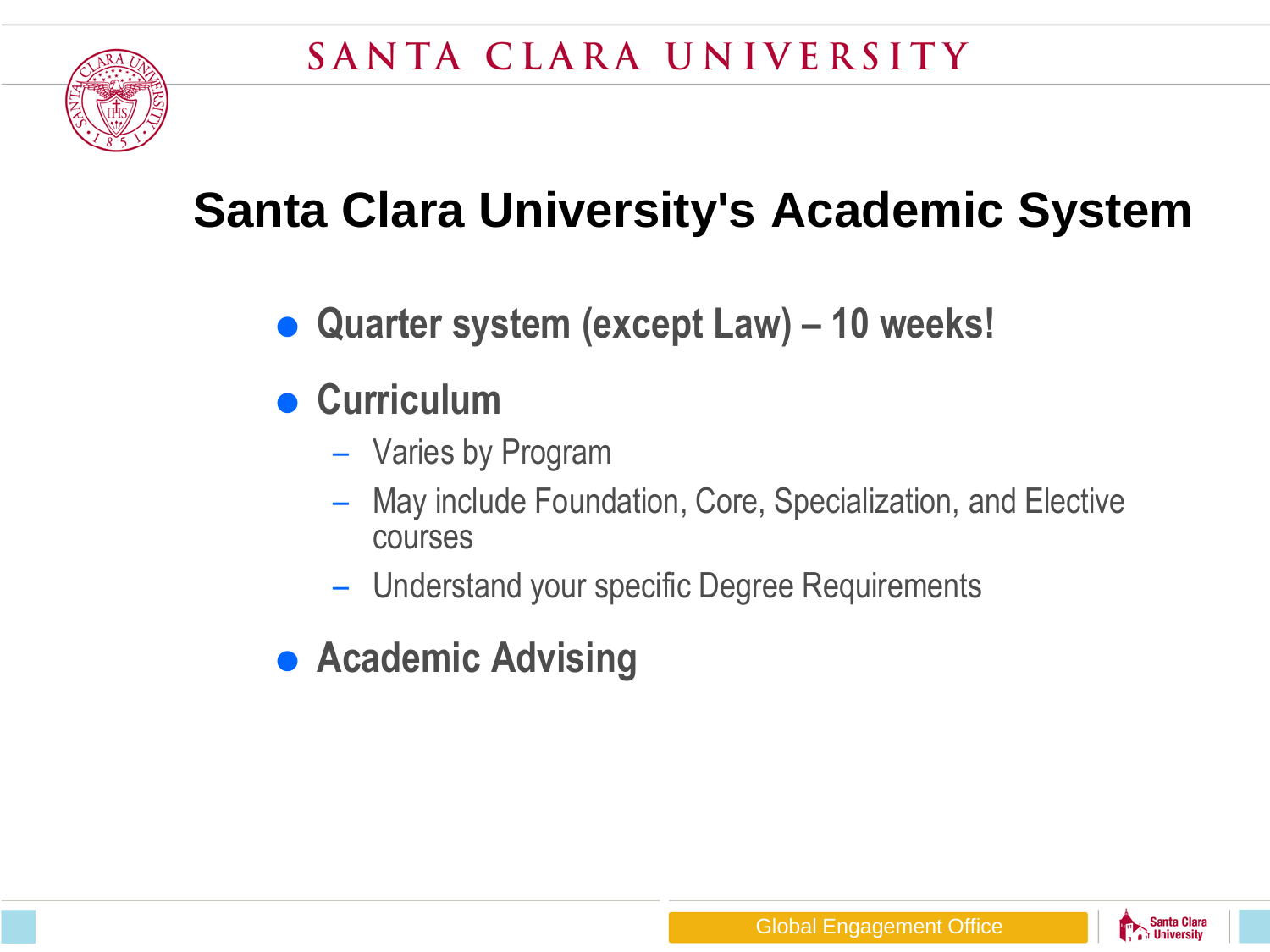# Santa Clara University's Academic System

- **Quarter system (except Law) – 10 weeks!**
- **Curriculum**
  - Varies by Program
  - May include Foundation, Core, Specialization, and Elective courses
  - Understand your specific Degree Requirements
- **Academic Advising**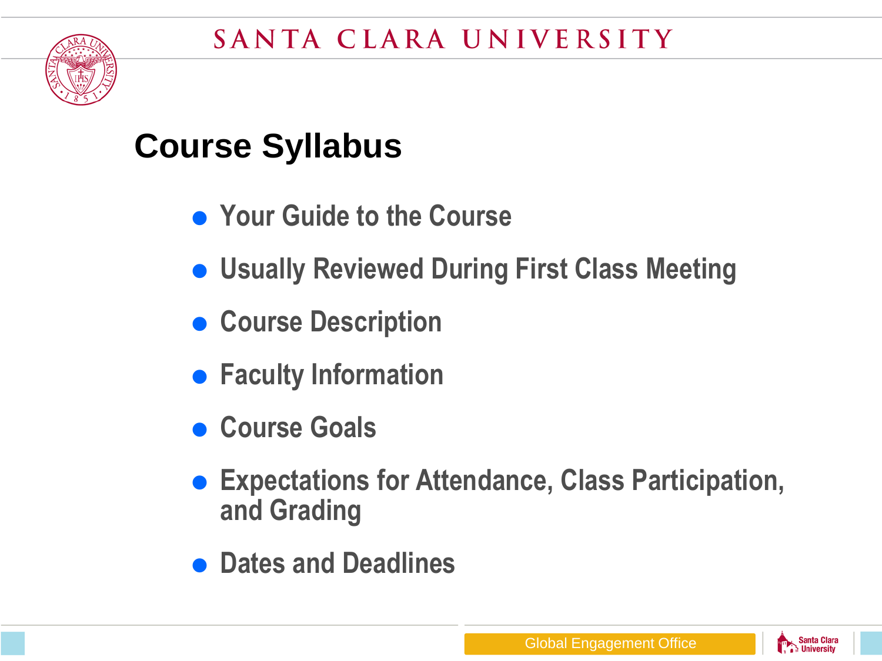# Course Syllabus

- Your Guide to the Course
- Usually Reviewed During First Class Meeting
- Course Description
- Faculty Information
- Course Goals
- Expectations for Attendance, Class Participation, and Grading
- Dates and Deadlines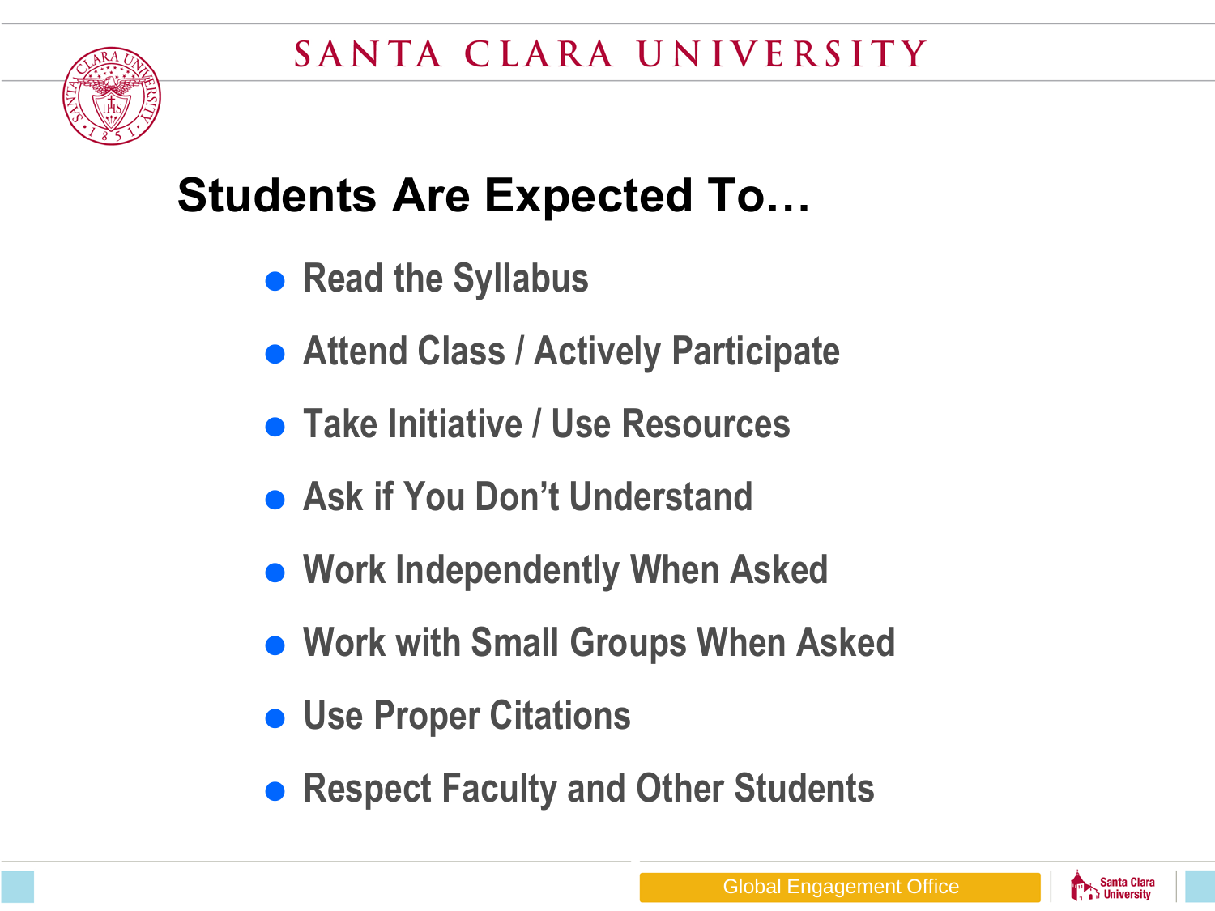## Students Are Expected To…

- Read the Syllabus
- Attend Class / Actively Participate
- Take Initiative / Use Resources
- Ask if You Don't Understand
- Work Independently When Asked
- Work with Small Groups When Asked
- Use Proper Citations
- Respect Faculty and Other Students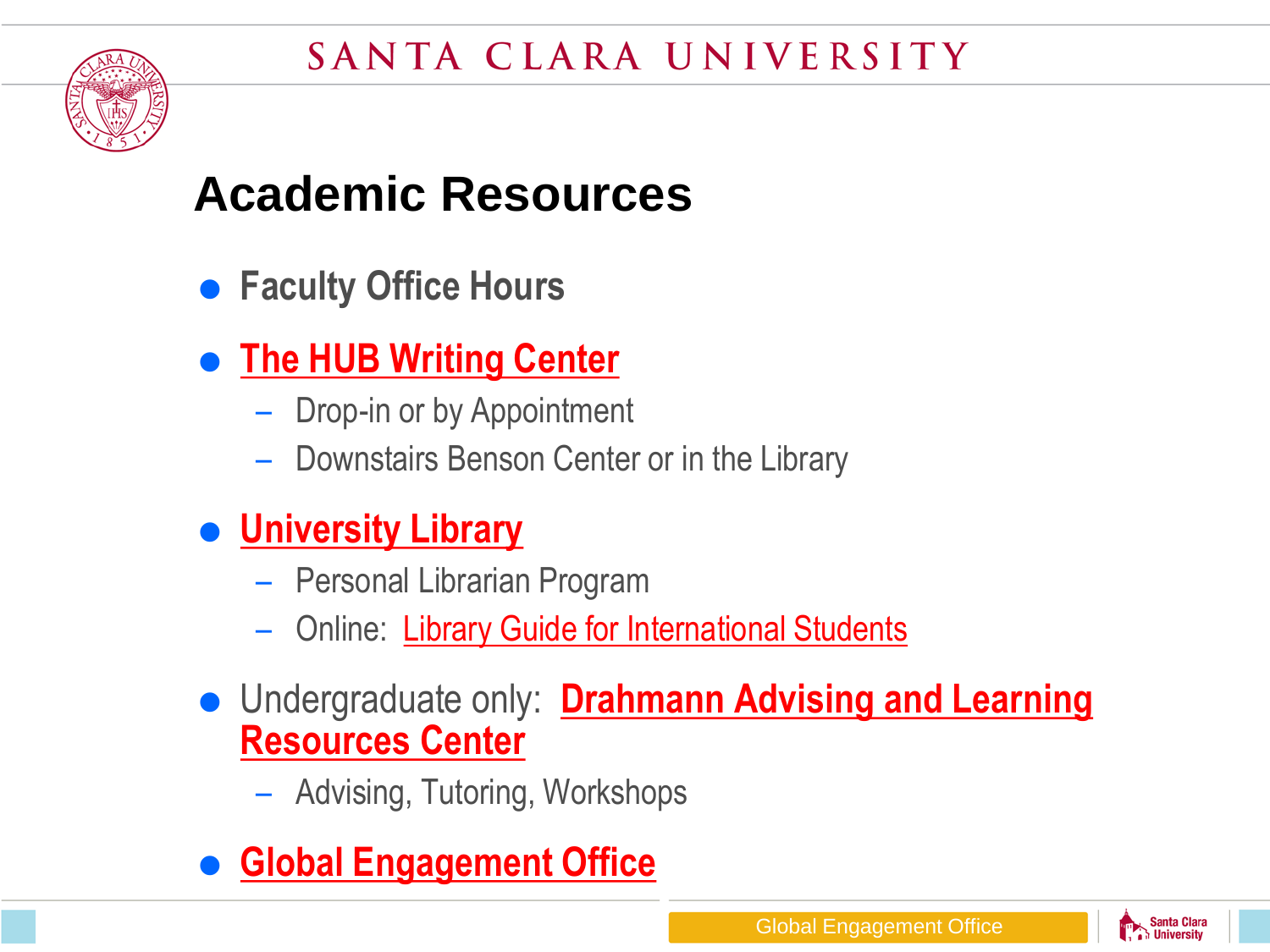# Academic Resources

- **Faculty Office Hours**
- **The HUB Writing Center**
  - Drop-in or by Appointment
  - Downstairs Benson Center or in the Library
- **University Library**
  - Personal Librarian Program
  - Online: Library Guide for International Students
- Undergraduate only: **Drahmann Advising and Learning Resources Center**
  - Advising, Tutoring, Workshops
- **Global Engagement Office**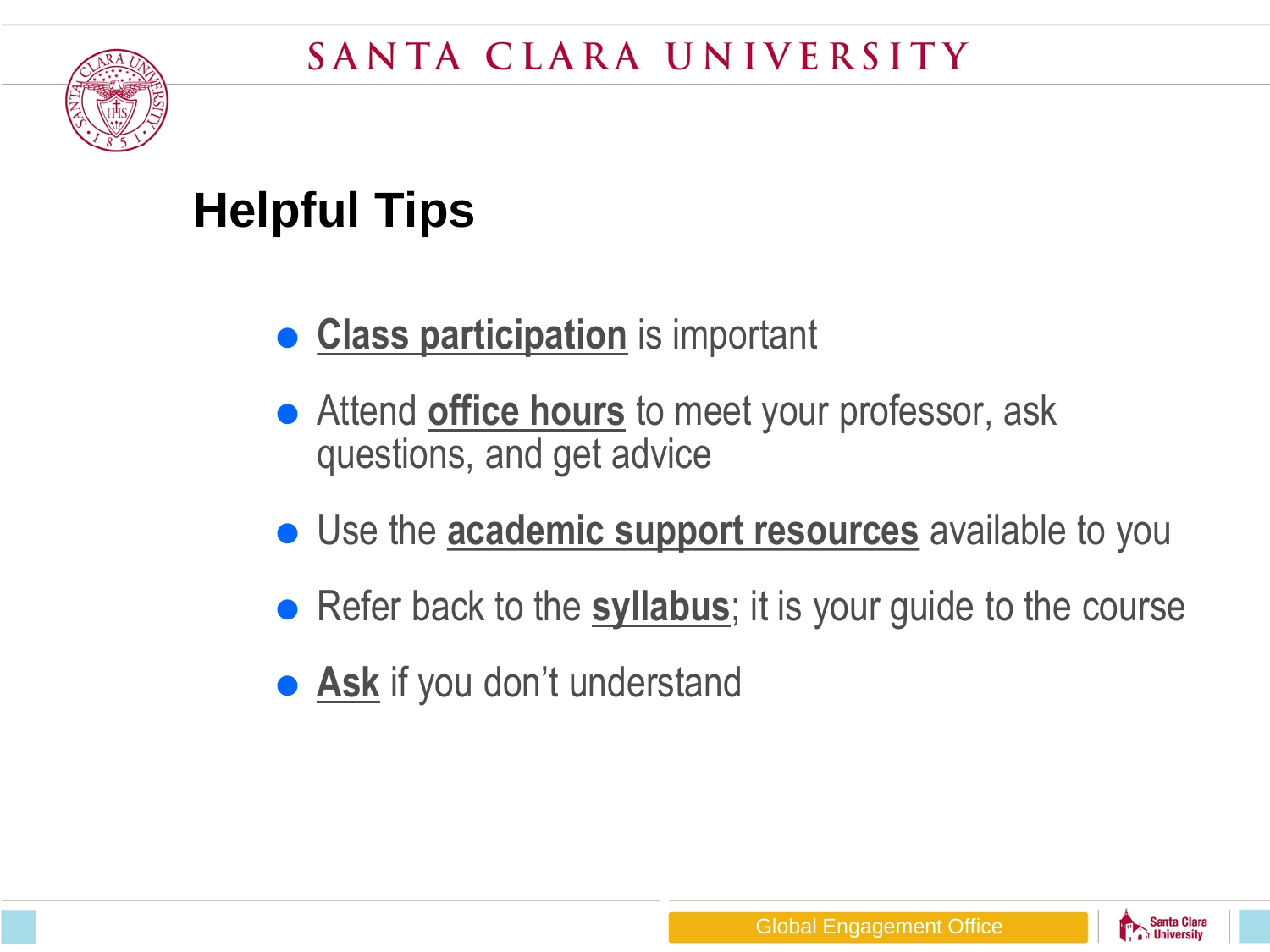## Helpful Tips

- **Class participation** is important
- Attend **office hours** to meet your professor, ask questions, and get advice
- Use the **academic support resources** available to you
- Refer back to the **syllabus**; it is your guide to the course
- **Ask** if you don't understand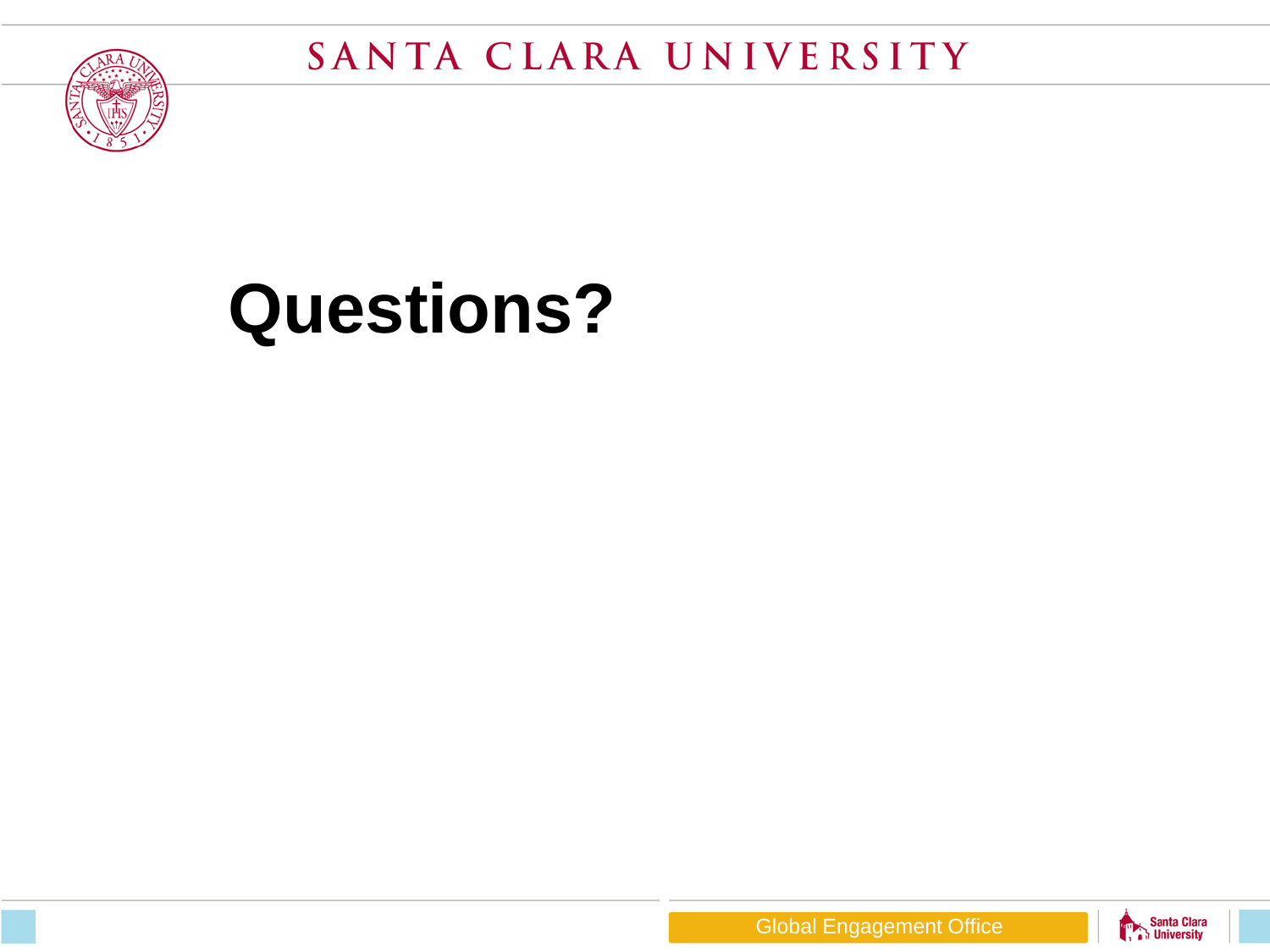# Questions?